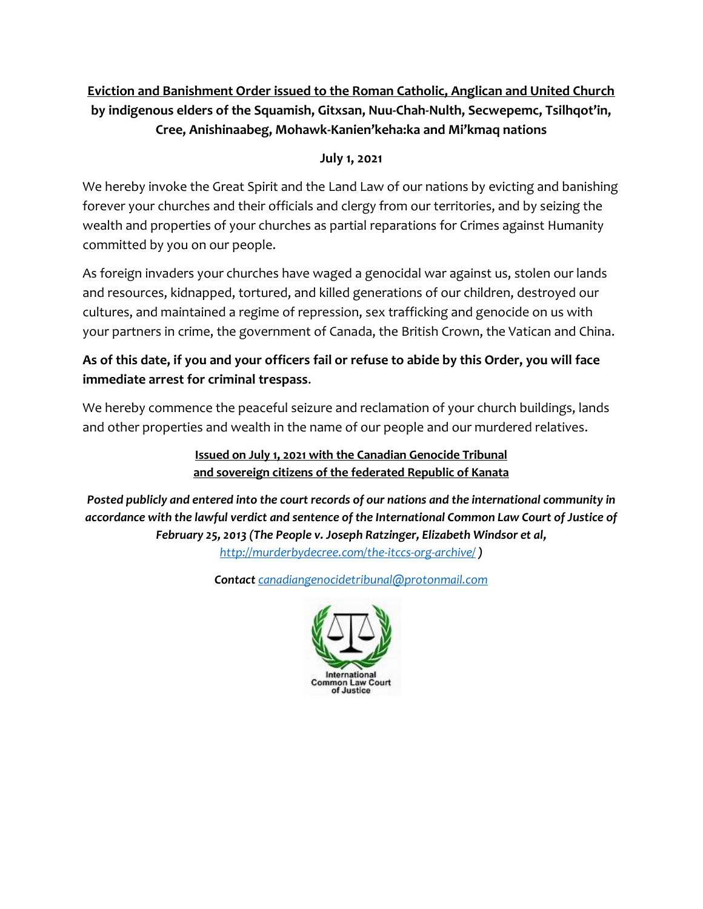**Eviction and Banishment Order issued to the Roman Catholic, Anglican and United Church by indigenous elders of the Squamish, Gitxsan, Nuu-Chah-Nulth, Secwepemc, Tsilhqot'in, Cree, Anishinaabeg, Mohawk-Kanien'keha:ka and Mi'kmaq nations**

**July 1, 2021**

We hereby invoke the Great Spirit and the Land Law of our nations by evicting and banishing forever your churches and their officials and clergy from our territories, and by seizing the wealth and properties of your churches as partial reparations for Crimes against Humanity committed by you on our people.

As foreign invaders your churches have waged a genocidal war against us, stolen our lands and resources, kidnapped, tortured, and killed generations of our children, destroyed our cultures, and maintained a regime of repression, sex trafficking and genocide on us with your partners in crime, the government of Canada, the British Crown, the Vatican and China.

**As of this date, if you and your officers fail or refuse to abide by this Order, you will face immediate arrest for criminal trespass.**

We hereby commence the peaceful seizure and reclamation of your church buildings, lands and other properties and wealth in the name of our people and our murdered relatives.

**Issued on July 1, 2021 with the Canadian Genocide Tribunal and sovereign citizens of the federated Republic of Kanata**

***Posted publicly and entered into the court records of our nations and the international community in accordance with the lawful verdict and sentence of the International Common Law Court of Justice of February 25, 2013 (The People v. Joseph Ratzinger, Elizabeth Windsor et al,*** *http://murderbydecree.com/the-itccs-org-archive/* ***)***

***Contact*** *canadiangenocidetribunal@protonmail.com*

International Common Law Court of Justice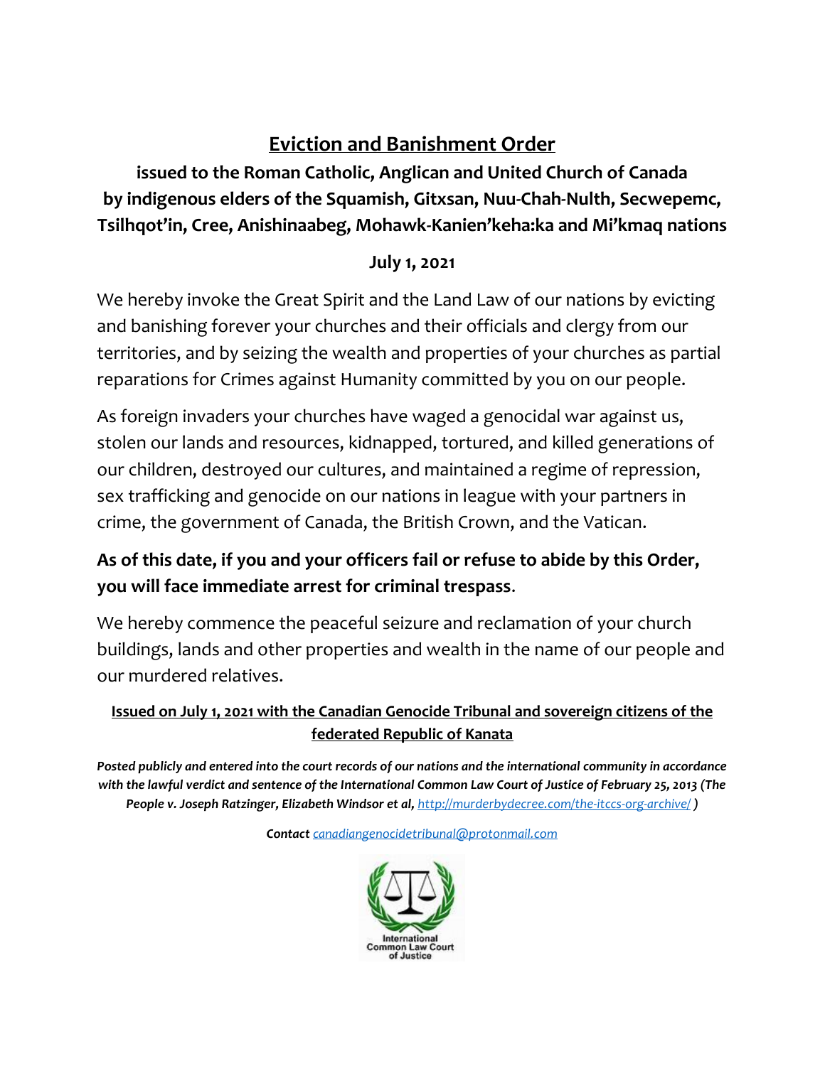# Eviction and Banishment Order

**issued to the Roman Catholic, Anglican and United Church of Canada by indigenous elders of the Squamish, Gitxsan, Nuu-Chah-Nulth, Secwepemc, Tsilhqot'in, Cree, Anishinaabeg, Mohawk-Kanien'keha:ka and Mi'kmaq nations**

**July 1, 2021**

We hereby invoke the Great Spirit and the Land Law of our nations by evicting and banishing forever your churches and their officials and clergy from our territories, and by seizing the wealth and properties of your churches as partial reparations for Crimes against Humanity committed by you on our people.

As foreign invaders your churches have waged a genocidal war against us, stolen our lands and resources, kidnapped, tortured, and killed generations of our children, destroyed our cultures, and maintained a regime of repression, sex trafficking and genocide on our nations in league with your partners in crime, the government of Canada, the British Crown, and the Vatican.

**As of this date, if you and your officers fail or refuse to abide by this Order, you will face immediate arrest for criminal trespass.**

We hereby commence the peaceful seizure and reclamation of your church buildings, lands and other properties and wealth in the name of our people and our murdered relatives.

**Issued on July 1, 2021 with the Canadian Genocide Tribunal and sovereign citizens of the federated Republic of Kanata**

***Posted publicly and entered into the court records of our nations and the international community in accordance with the lawful verdict and sentence of the International Common Law Court of Justice of February 25, 2013 (The People v. Joseph Ratzinger, Elizabeth Windsor et al, http://murderbydecree.com/the-itccs-org-archive/ )***

***Contact** canadiangenocidetribunal@protonmail.com*

International Common Law Court of Justice